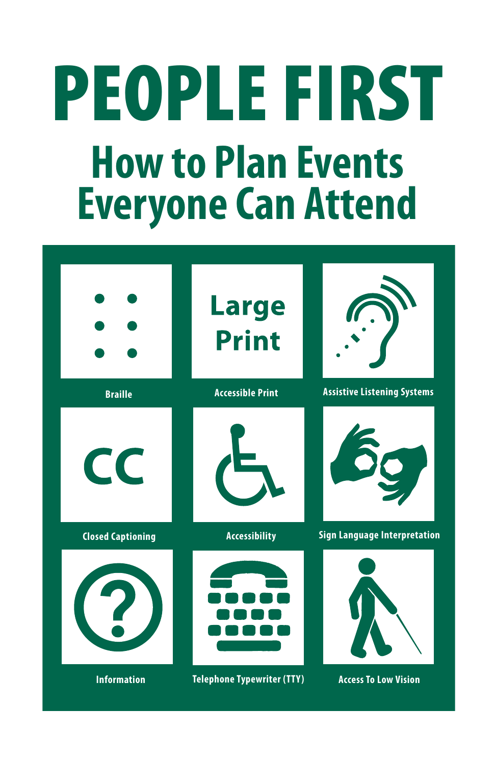# PEOPLE FIRST

## How to Plan Events Everyone Can Attend

Braille

Large Print

Accessible Print

Assistive Listening Systems

CC

Closed Captioning

Accessibility

Sign Language Interpretation

Information

Telephone Typewriter (TTY)

Access To Low Vision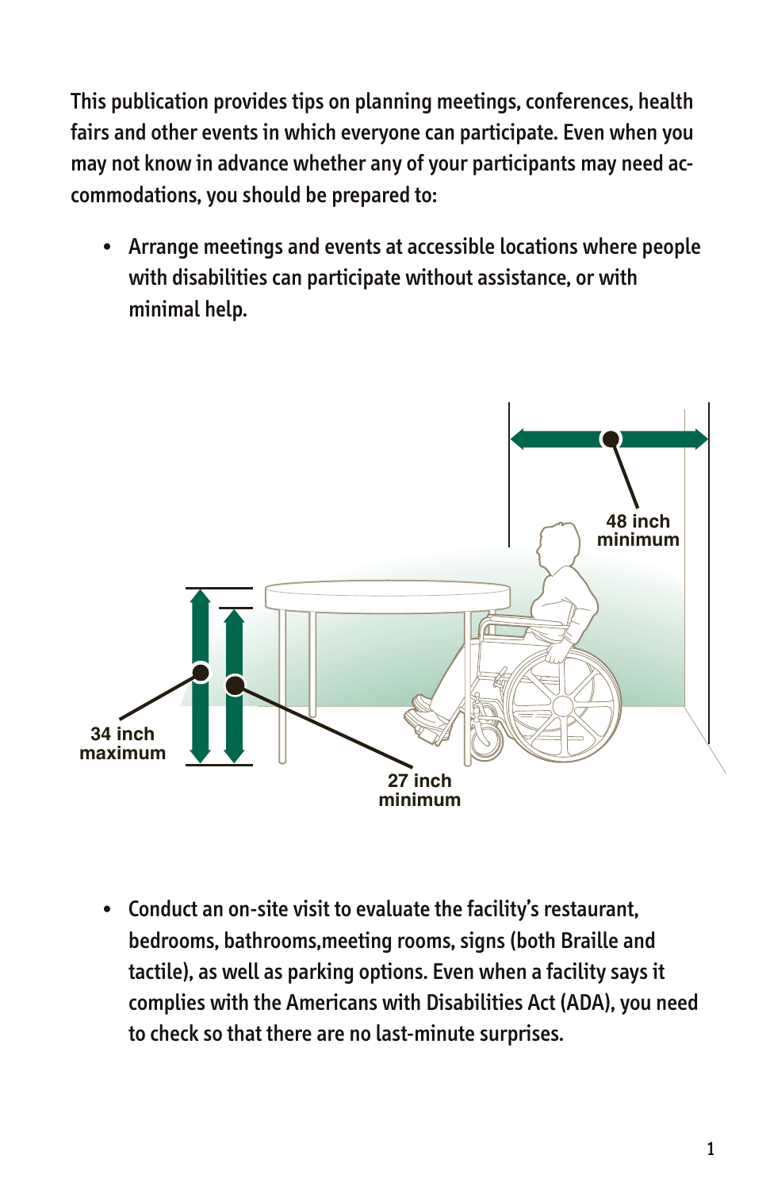This publication provides tips on planning meetings, conferences, health fairs and other events in which everyone can participate. Even when you may not know in advance whether any of your participants may need accommodations, you should be prepared to:

- Arrange meetings and events at accessible locations where people with disabilities can participate without assistance, or with minimal help.

48 inch minimum

34 inch maximum

27 inch minimum

- Conduct an on-site visit to evaluate the facility's restaurant, bedrooms, bathrooms,meeting rooms, signs (both Braille and tactile), as well as parking options. Even when a facility says it complies with the Americans with Disabilities Act (ADA), you need to check so that there are no last-minute surprises.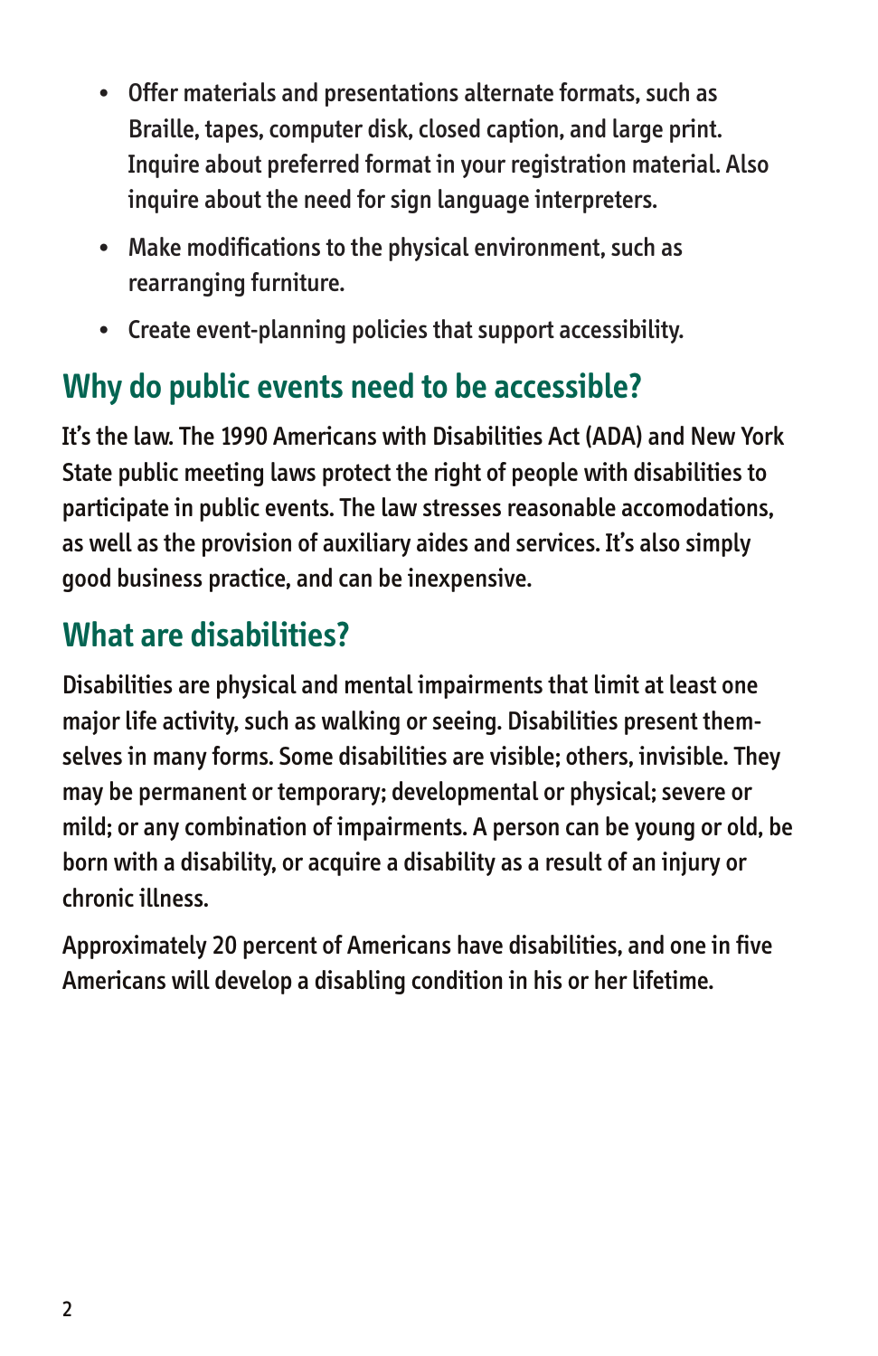- Offer materials and presentations alternate formats, such as Braille, tapes, computer disk, closed caption, and large print. Inquire about preferred format in your registration material. Also inquire about the need for sign language interpreters.
- Make modifications to the physical environment, such as rearranging furniture.
- Create event-planning policies that support accessibility.

## Why do public events need to be accessible?

It's the law. The 1990 Americans with Disabilities Act (ADA) and New York State public meeting laws protect the right of people with disabilities to participate in public events. The law stresses reasonable accomodations, as well as the provision of auxiliary aides and services. It's also simply good business practice, and can be inexpensive.

## What are disabilities?

Disabilities are physical and mental impairments that limit at least one major life activity, such as walking or seeing. Disabilities present themselves in many forms. Some disabilities are visible; others, invisible. They may be permanent or temporary; developmental or physical; severe or mild; or any combination of impairments. A person can be young or old, be born with a disability, or acquire a disability as a result of an injury or chronic illness.

Approximately 20 percent of Americans have disabilities, and one in five Americans will develop a disabling condition in his or her lifetime.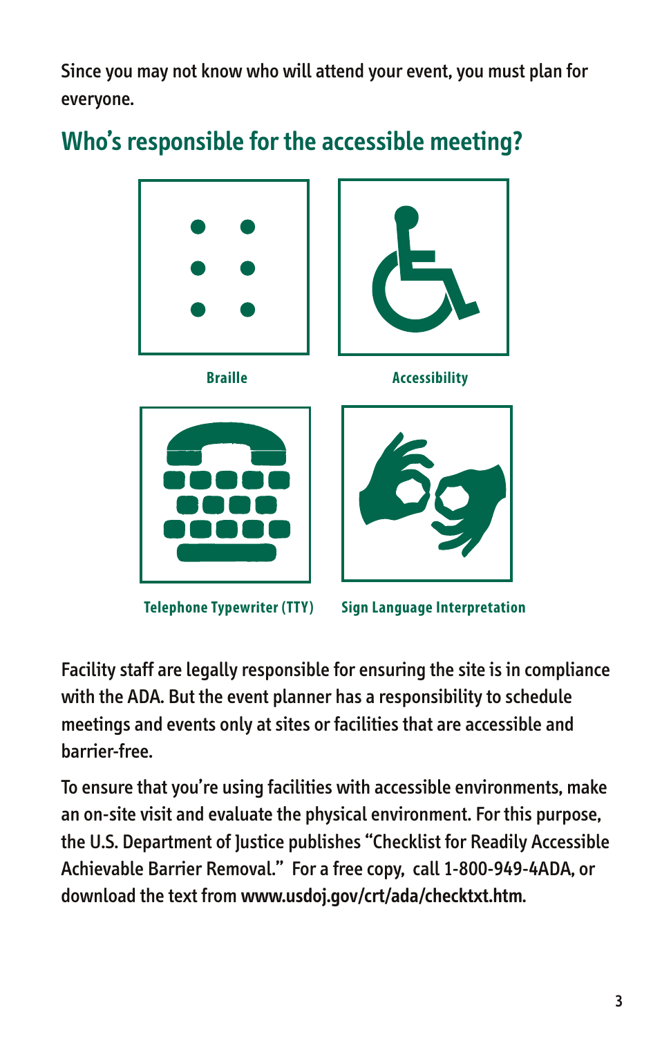Since you may not know who will attend your event, you must plan for everyone.

## Who's responsible for the accessible meeting?

Braille

Accessibility

Telephone Typewriter (TTY)

Sign Language Interpretation

Facility staff are legally responsible for ensuring the site is in compliance with the ADA. But the event planner has a responsibility to schedule meetings and events only at sites or facilities that are accessible and barrier-free.

To ensure that you're using facilities with accessible environments, make an on-site visit and evaluate the physical environment. For this purpose, the U.S. Department of Justice publishes "Checklist for Readily Accessible Achievable Barrier Removal." For a free copy, call 1-800-949-4ADA, or download the text from **www.usdoj.gov/crt/ada/checktxt.htm**.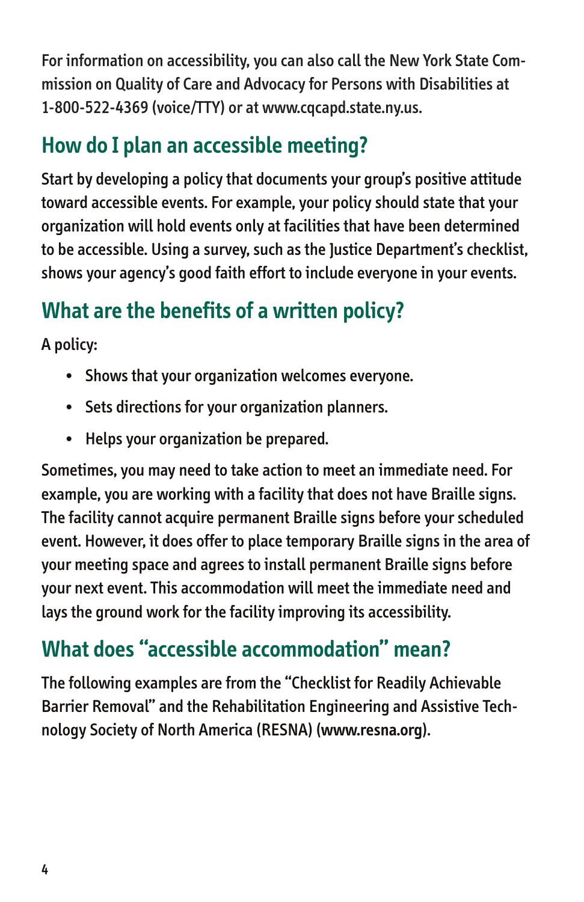For information on accessibility, you can also call the New York State Commission on Quality of Care and Advocacy for Persons with Disabilities at 1-800-522-4369 (voice/TTY) or at www.cqcapd.state.ny.us.

## How do I plan an accessible meeting?

Start by developing a policy that documents your group's positive attitude toward accessible events. For example, your policy should state that your organization will hold events only at facilities that have been determined to be accessible. Using a survey, such as the Justice Department's checklist, shows your agency's good faith effort to include everyone in your events.

## What are the benefits of a written policy?

A policy:

- Shows that your organization welcomes everyone.
- Sets directions for your organization planners.
- Helps your organization be prepared.

Sometimes, you may need to take action to meet an immediate need. For example, you are working with a facility that does not have Braille signs. The facility cannot acquire permanent Braille signs before your scheduled event. However, it does offer to place temporary Braille signs in the area of your meeting space and agrees to install permanent Braille signs before your next event. This accommodation will meet the immediate need and lays the ground work for the facility improving its accessibility.

## What does "accessible accommodation" mean?

The following examples are from the "Checklist for Readily Achievable Barrier Removal" and the Rehabilitation Engineering and Assistive Technology Society of North America (RESNA) (**www.resna.org**).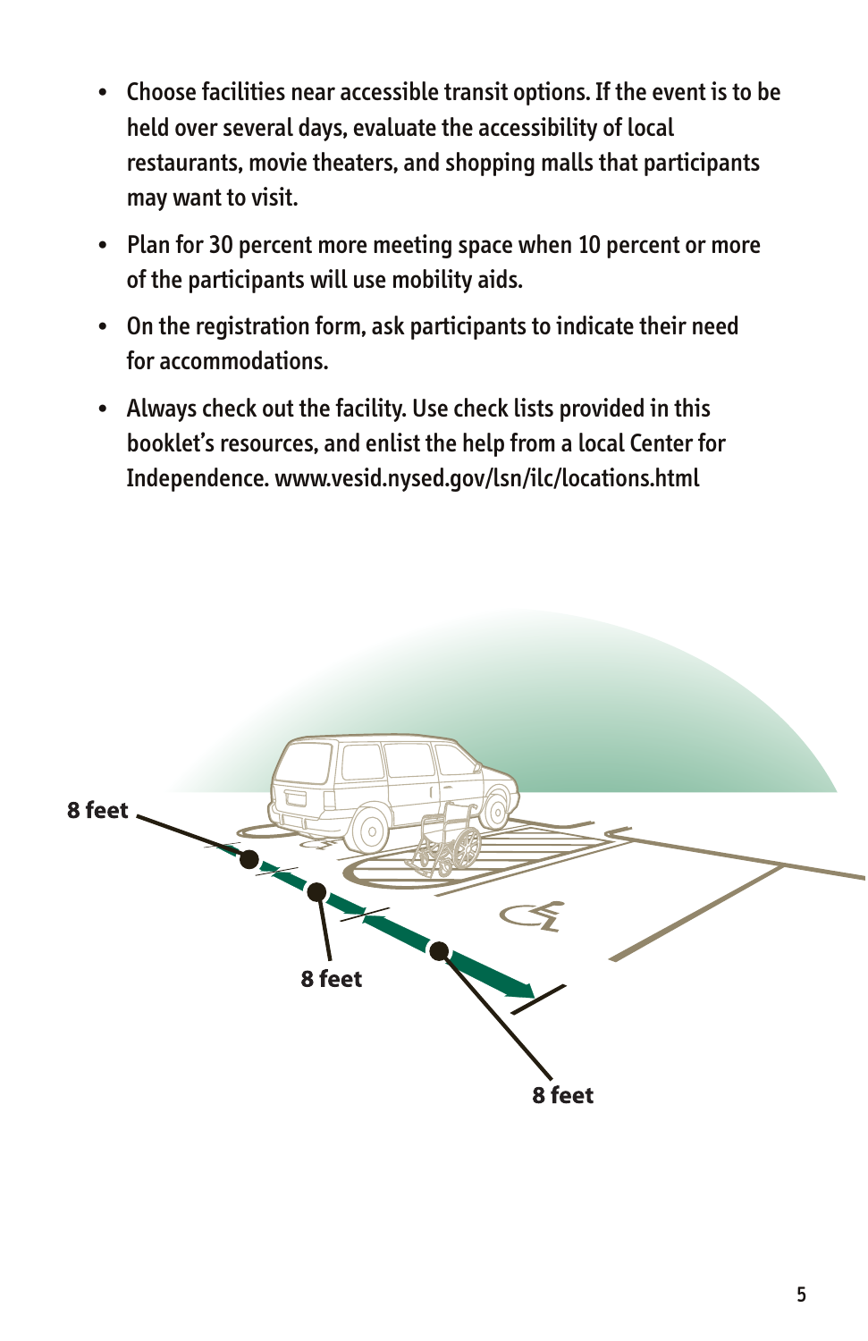- Choose facilities near accessible transit options. If the event is to be held over several days, evaluate the accessibility of local restaurants, movie theaters, and shopping malls that participants may want to visit.
- Plan for 30 percent more meeting space when 10 percent or more of the participants will use mobility aids.
- On the registration form, ask participants to indicate their need for accommodations.
- Always check out the facility. Use check lists provided in this booklet's resources, and enlist the help from a local Center for Independence. www.vesid.nysed.gov/lsn/ilc/locations.html

8 feet

8 feet

8 feet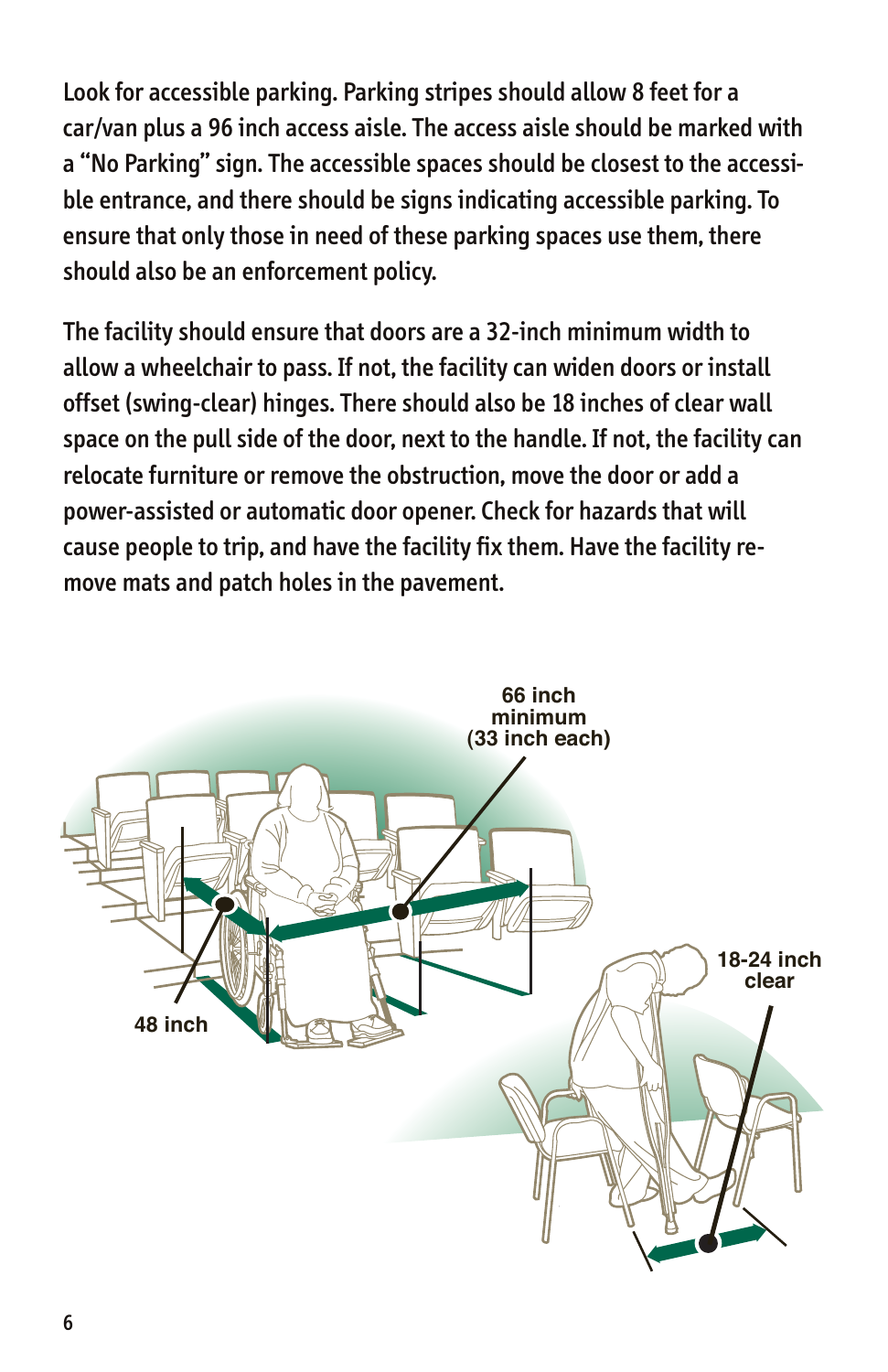Look for accessible parking. Parking stripes should allow 8 feet for a car/van plus a 96 inch access aisle. The access aisle should be marked with a "No Parking" sign. The accessible spaces should be closest to the accessible entrance, and there should be signs indicating accessible parking. To ensure that only those in need of these parking spaces use them, there should also be an enforcement policy.

The facility should ensure that doors are a 32-inch minimum width to allow a wheelchair to pass. If not, the facility can widen doors or install offset (swing-clear) hinges. There should also be 18 inches of clear wall space on the pull side of the door, next to the handle. If not, the facility can relocate furniture or remove the obstruction, move the door or add a power-assisted or automatic door opener. Check for hazards that will cause people to trip, and have the facility fix them. Have the facility remove mats and patch holes in the pavement.

66 inch minimum (33 inch each)

48 inch

18-24 inch clear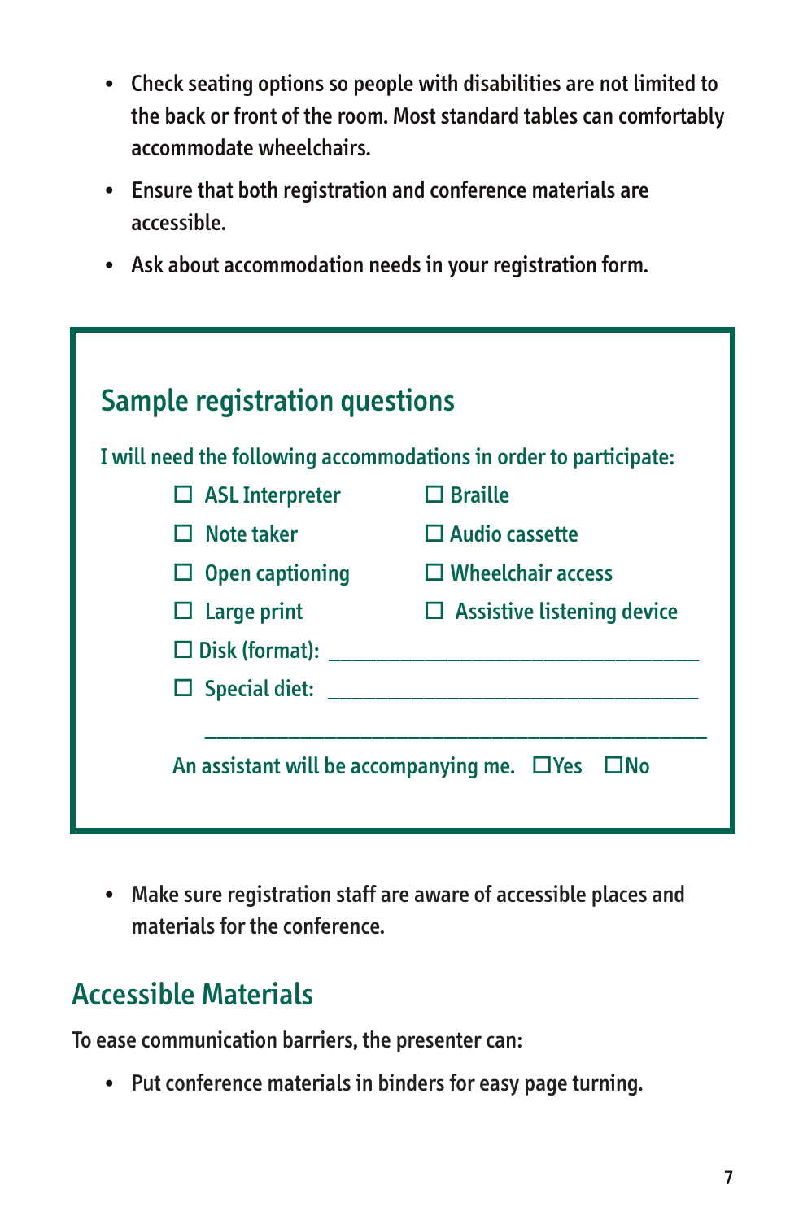- Check seating options so people with disabilities are not limited to the back or front of the room. Most standard tables can comfortably accommodate wheelchairs.
- Ensure that both registration and conference materials are accessible.
- Ask about accommodation needs in your registration form.

## Sample registration questions

I will need the following accommodations in order to participate:

- ☐ ASL Interpreter
- ☐ Braille
- ☐ Note taker
- ☐ Audio cassette
- ☐ Open captioning
- ☐ Wheelchair access
- ☐ Large print
- ☐ Assistive listening device
- ☐ Disk (format): ___________________________________
- ☐ Special diet: ___________________________________

_______________________________________________

An assistant will be accompanying me. ☐Yes ☐No

- Make sure registration staff are aware of accessible places and materials for the conference.

## Accessible Materials

To ease communication barriers, the presenter can:

- Put conference materials in binders for easy page turning.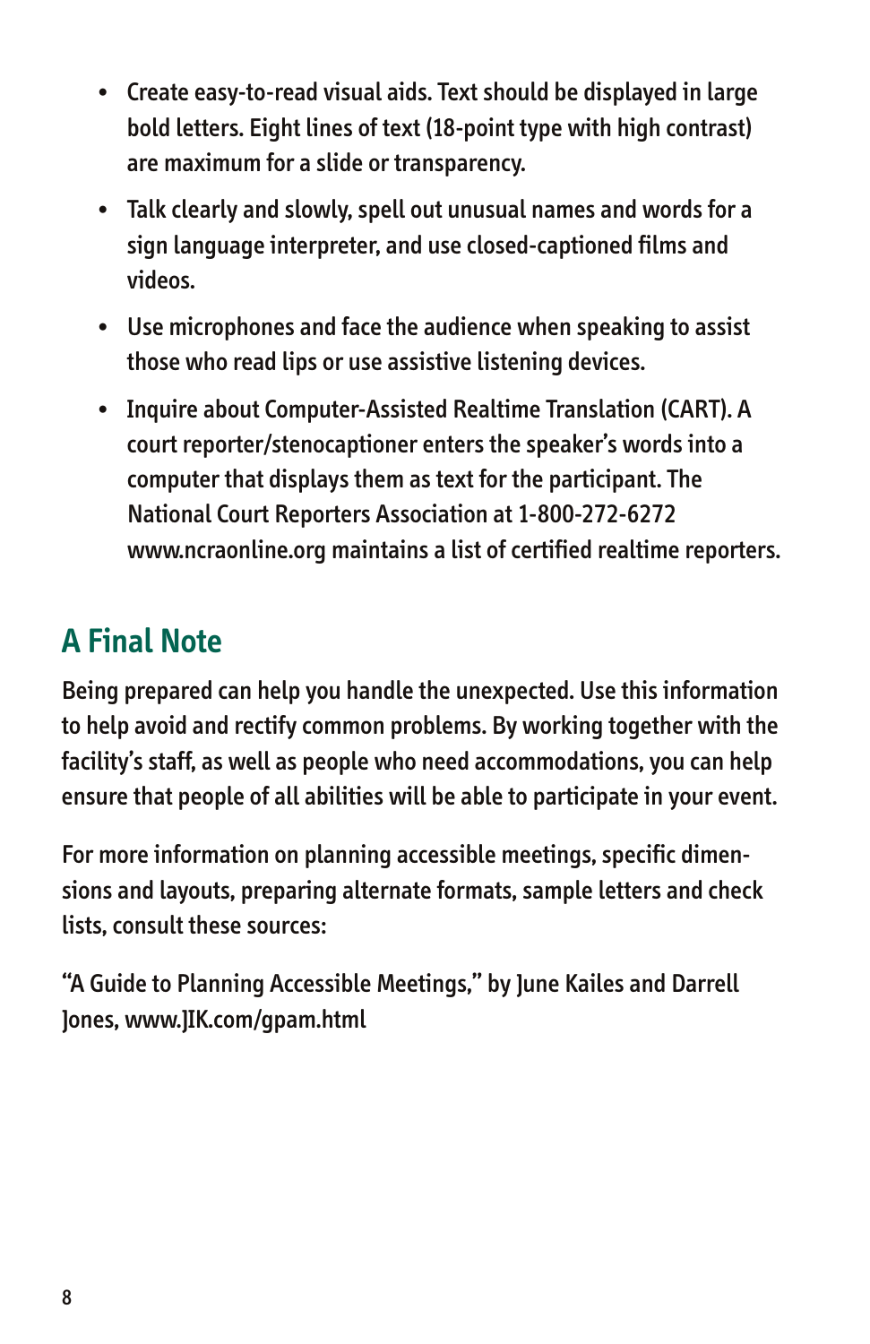- Create easy-to-read visual aids. Text should be displayed in large bold letters. Eight lines of text (18-point type with high contrast) are maximum for a slide or transparency.
- Talk clearly and slowly, spell out unusual names and words for a sign language interpreter, and use closed-captioned films and videos.
- Use microphones and face the audience when speaking to assist those who read lips or use assistive listening devices.
- Inquire about Computer-Assisted Realtime Translation (CART). A court reporter/stenocaptioner enters the speaker's words into a computer that displays them as text for the participant. The National Court Reporters Association at 1-800-272-6272 www.ncraonline.org maintains a list of certified realtime reporters.

## A Final Note

Being prepared can help you handle the unexpected. Use this information to help avoid and rectify common problems. By working together with the facility's staff, as well as people who need accommodations, you can help ensure that people of all abilities will be able to participate in your event.

For more information on planning accessible meetings, specific dimensions and layouts, preparing alternate formats, sample letters and check lists, consult these sources:

"A Guide to Planning Accessible Meetings," by June Kailes and Darrell Jones, www.JIK.com/gpam.html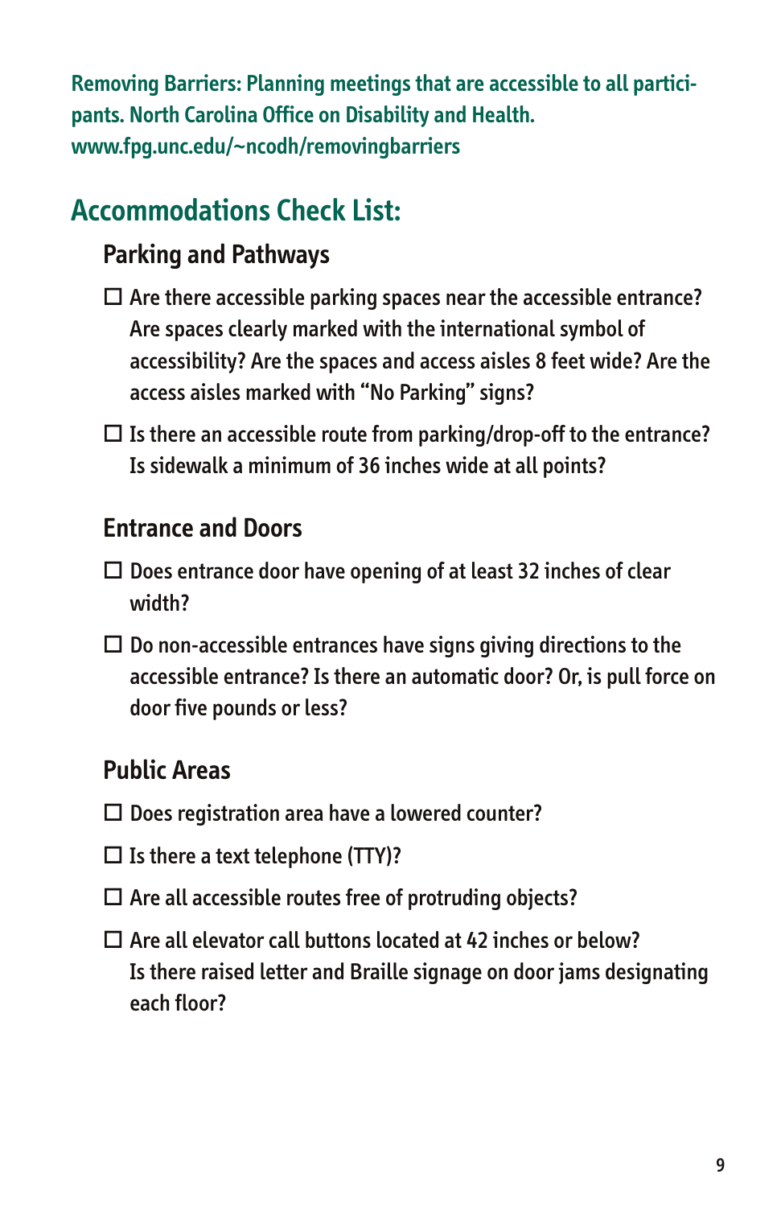Removing Barriers: Planning meetings that are accessible to all participants. North Carolina Office on Disability and Health. www.fpg.unc.edu/~ncodh/removingbarriers

## Accommodations Check List:

### Parking and Pathways

- ☐ Are there accessible parking spaces near the accessible entrance? Are spaces clearly marked with the international symbol of accessibility? Are the spaces and access aisles 8 feet wide? Are the access aisles marked with "No Parking" signs?
- ☐ Is there an accessible route from parking/drop-off to the entrance? Is sidewalk a minimum of 36 inches wide at all points?

### Entrance and Doors

- ☐ Does entrance door have opening of at least 32 inches of clear width?
- ☐ Do non-accessible entrances have signs giving directions to the accessible entrance? Is there an automatic door? Or, is pull force on door five pounds or less?

### Public Areas

- ☐ Does registration area have a lowered counter?
- ☐ Is there a text telephone (TTY)?
- ☐ Are all accessible routes free of protruding objects?
- ☐ Are all elevator call buttons located at 42 inches or below? Is there raised letter and Braille signage on door jams designating each floor?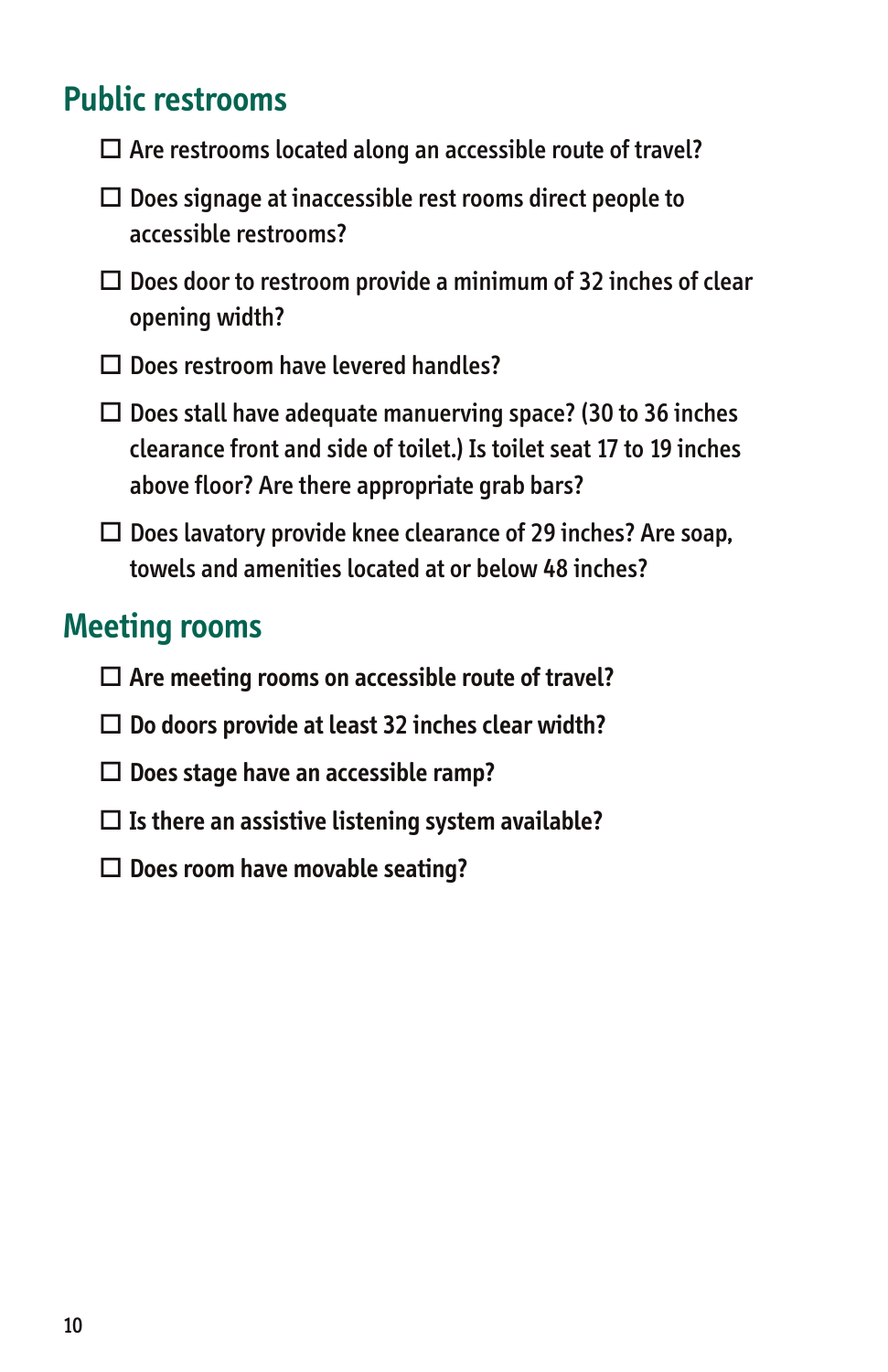## Public restrooms

- ☐ Are restrooms located along an accessible route of travel?
- ☐ Does signage at inaccessible rest rooms direct people to accessible restrooms?
- ☐ Does door to restroom provide a minimum of 32 inches of clear opening width?
- ☐ Does restroom have levered handles?
- ☐ Does stall have adequate manuerving space? (30 to 36 inches clearance front and side of toilet.) Is toilet seat 17 to 19 inches above floor? Are there appropriate grab bars?
- ☐ Does lavatory provide knee clearance of 29 inches? Are soap, towels and amenities located at or below 48 inches?

## Meeting rooms

- ☐ Are meeting rooms on accessible route of travel?
- ☐ Do doors provide at least 32 inches clear width?
- ☐ Does stage have an accessible ramp?
- ☐ Is there an assistive listening system available?
- ☐ Does room have movable seating?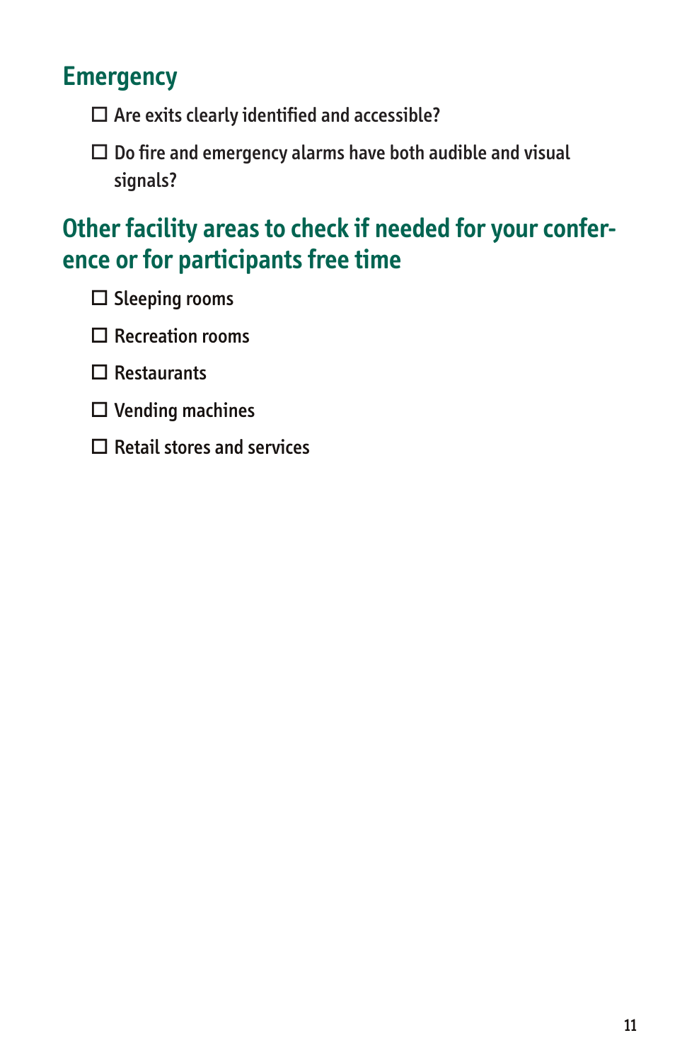## Emergency

- ☐ Are exits clearly identified and accessible?
- ☐ Do fire and emergency alarms have both audible and visual signals?

## Other facility areas to check if needed for your conference or for participants free time

- ☐ Sleeping rooms
- ☐ Recreation rooms
- ☐ Restaurants
- ☐ Vending machines
- ☐ Retail stores and services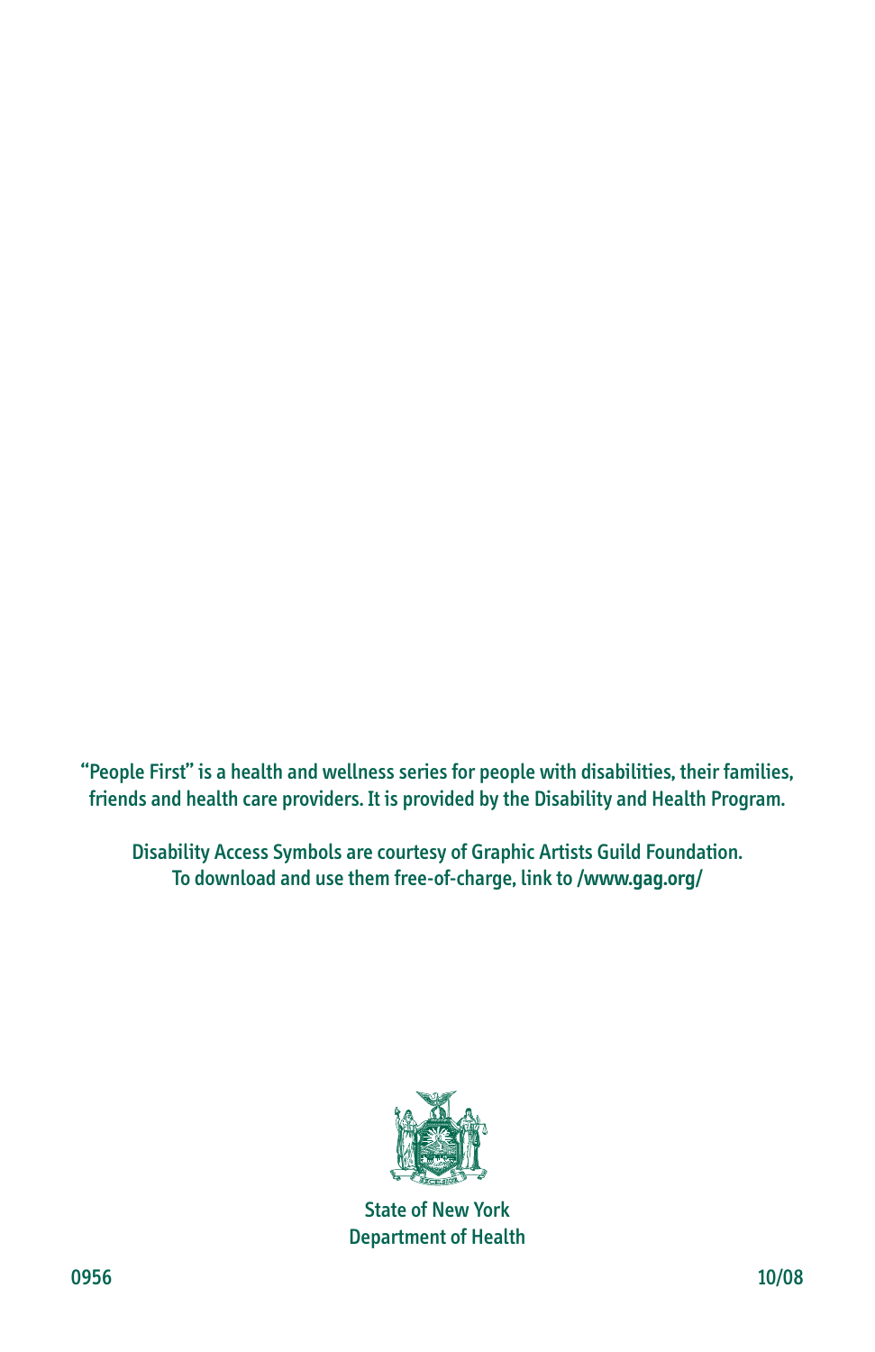"People First" is a health and wellness series for people with disabilities, their families, friends and health care providers. It is provided by the Disability and Health Program.

Disability Access Symbols are courtesy of Graphic Artists Guild Foundation. To download and use them free-of-charge, link to **/www.gag.org/**

State of New York
Department of Health

0956 10/08